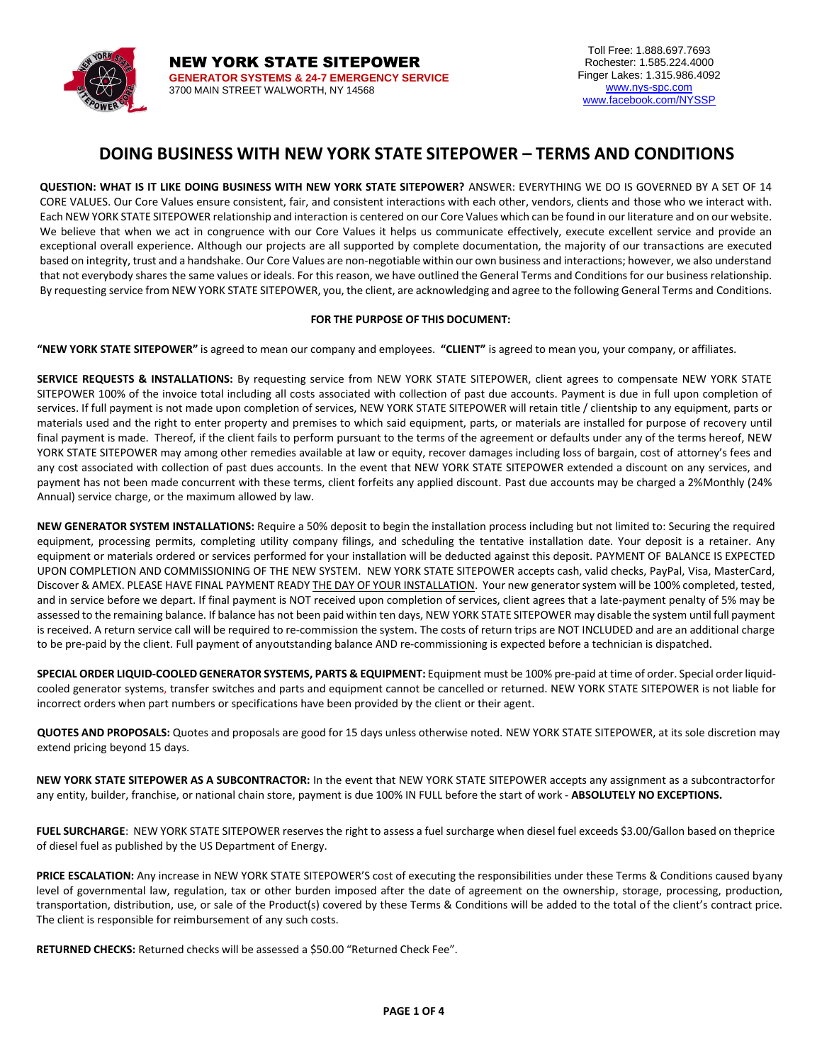**NEW YORK STATE SITEPOWER**
**GENERATOR SYSTEMS & 24-7 EMERGENCY SERVICE**
3700 MAIN STREET WALWORTH, NY 14568

Toll Free: 1.888.697.7693
Rochester: 1.585.224.4000
Finger Lakes: 1.315.986.4092
www.nys-spc.com
www.facebook.com/NYSSP

# DOING BUSINESS WITH NEW YORK STATE SITEPOWER – TERMS AND CONDITIONS

**QUESTION: WHAT IS IT LIKE DOING BUSINESS WITH NEW YORK STATE SITEPOWER?** ANSWER: EVERYTHING WE DO IS GOVERNED BY A SET OF 14 CORE VALUES. Our Core Values ensure consistent, fair, and consistent interactions with each other, vendors, clients and those who we interact with. Each NEW YORK STATE SITEPOWER relationship and interaction is centered on our Core Values which can be found in our literature and on our website. We believe that when we act in congruence with our Core Values it helps us communicate effectively, execute excellent service and provide an exceptional overall experience. Although our projects are all supported by complete documentation, the majority of our transactions are executed based on integrity, trust and a handshake. Our Core Values are non-negotiable within our own business and interactions; however, we also understand that not everybody shares the same values or ideals. For this reason, we have outlined the General Terms and Conditions for our business relationship. By requesting service from NEW YORK STATE SITEPOWER, you, the client, are acknowledging and agree to the following General Terms and Conditions.

**FOR THE PURPOSE OF THIS DOCUMENT:**

**"NEW YORK STATE SITEPOWER"** is agreed to mean our company and employees. **"CLIENT"** is agreed to mean you, your company, or affiliates.

**SERVICE REQUESTS & INSTALLATIONS:** By requesting service from NEW YORK STATE SITEPOWER, client agrees to compensate NEW YORK STATE SITEPOWER 100% of the invoice total including all costs associated with collection of past due accounts. Payment is due in full upon completion of services. If full payment is not made upon completion of services, NEW YORK STATE SITEPOWER will retain title / clientship to any equipment, parts or materials used and the right to enter property and premises to which said equipment, parts, or materials are installed for purpose of recovery until final payment is made. Thereof, if the client fails to perform pursuant to the terms of the agreement or defaults under any of the terms hereof, NEW YORK STATE SITEPOWER may among other remedies available at law or equity, recover damages including loss of bargain, cost of attorney's fees and any cost associated with collection of past dues accounts. In the event that NEW YORK STATE SITEPOWER extended a discount on any services, and payment has not been made concurrent with these terms, client forfeits any applied discount. Past due accounts may be charged a 2%Monthly (24% Annual) service charge, or the maximum allowed by law.

**NEW GENERATOR SYSTEM INSTALLATIONS:** Require a 50% deposit to begin the installation process including but not limited to: Securing the required equipment, processing permits, completing utility company filings, and scheduling the tentative installation date. Your deposit is a retainer. Any equipment or materials ordered or services performed for your installation will be deducted against this deposit. PAYMENT OF BALANCE IS EXPECTED UPON COMPLETION AND COMMISSIONING OF THE NEW SYSTEM. NEW YORK STATE SITEPOWER accepts cash, valid checks, PayPal, Visa, MasterCard, Discover & AMEX. PLEASE HAVE FINAL PAYMENT READY THE DAY OF YOUR INSTALLATION. Your new generator system will be 100% completed, tested, and in service before we depart. If final payment is NOT received upon completion of services, client agrees that a late-payment penalty of 5% may be assessed to the remaining balance. If balance has not been paid within ten days, NEW YORK STATE SITEPOWER may disable the system until full payment is received. A return service call will be required to re-commission the system. The costs of return trips are NOT INCLUDED and are an additional charge to be pre-paid by the client. Full payment of anyoutstanding balance AND re-commissioning is expected before a technician is dispatched.

**SPECIAL ORDER LIQUID-COOLED GENERATOR SYSTEMS, PARTS & EQUIPMENT:** Equipment must be 100% pre-paid at time of order. Special order liquid-cooled generator systems, transfer switches and parts and equipment cannot be cancelled or returned. NEW YORK STATE SITEPOWER is not liable for incorrect orders when part numbers or specifications have been provided by the client or their agent.

**QUOTES AND PROPOSALS:** Quotes and proposals are good for 15 days unless otherwise noted. NEW YORK STATE SITEPOWER, at its sole discretion may extend pricing beyond 15 days.

**NEW YORK STATE SITEPOWER AS A SUBCONTRACTOR:** In the event that NEW YORK STATE SITEPOWER accepts any assignment as a subcontractorfor any entity, builder, franchise, or national chain store, payment is due 100% IN FULL before the start of work - **ABSOLUTELY NO EXCEPTIONS.**

**FUEL SURCHARGE**: NEW YORK STATE SITEPOWER reserves the right to assess a fuel surcharge when diesel fuel exceeds $3.00/Gallon based on theprice of diesel fuel as published by the US Department of Energy.

**PRICE ESCALATION:** Any increase in NEW YORK STATE SITEPOWER'S cost of executing the responsibilities under these Terms & Conditions caused byany level of governmental law, regulation, tax or other burden imposed after the date of agreement on the ownership, storage, processing, production, transportation, distribution, use, or sale of the Product(s) covered by these Terms & Conditions will be added to the total of the client's contract price. The client is responsible for reimbursement of any such costs.

**RETURNED CHECKS:** Returned checks will be assessed a $50.00 "Returned Check Fee".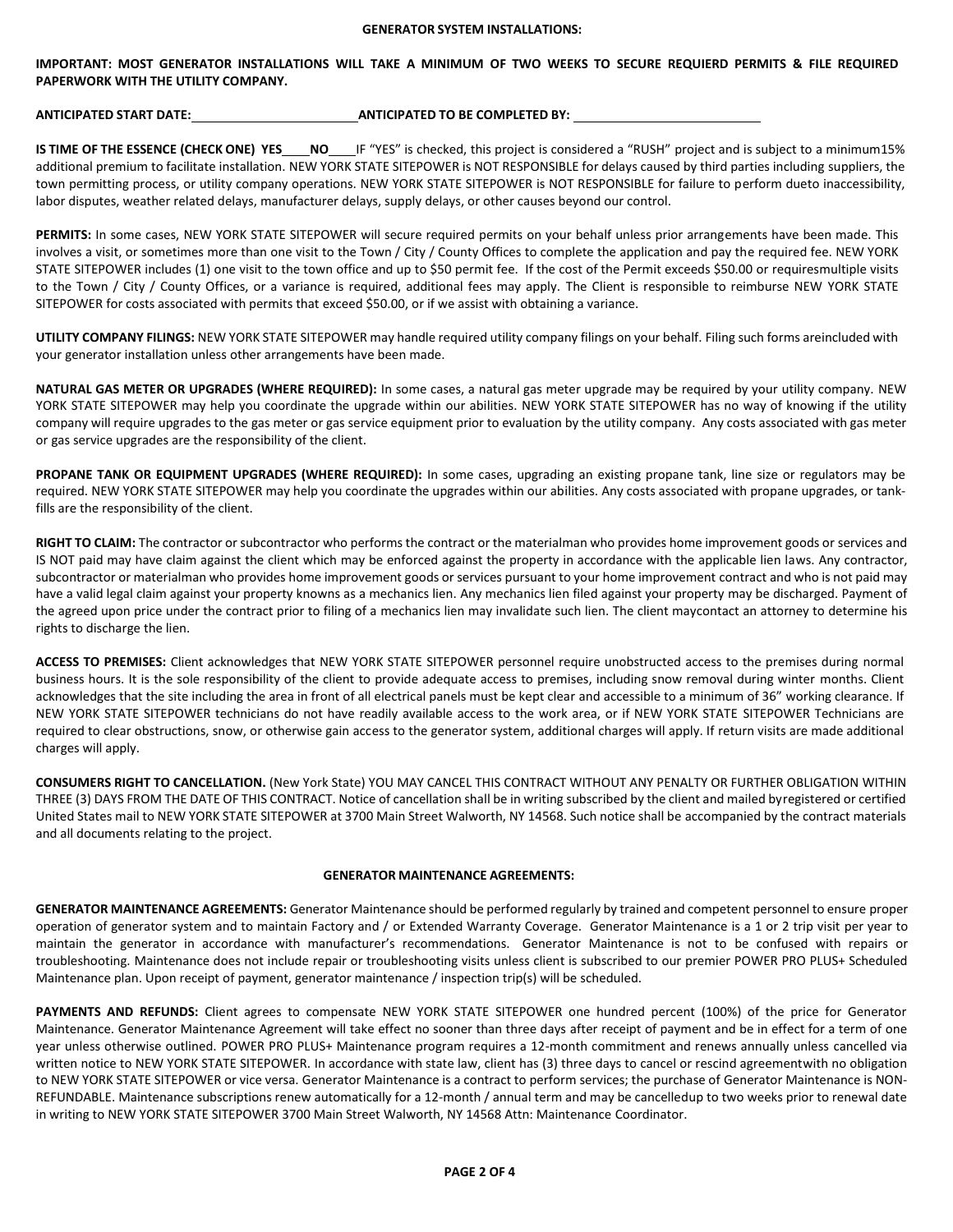## GENERATOR SYSTEM INSTALLATIONS:

**IMPORTANT: MOST GENERATOR INSTALLATIONS WILL TAKE A MINIMUM OF TWO WEEKS TO SECURE REQUIERD PERMITS & FILE REQUIRED PAPERWORK WITH THE UTILITY COMPANY.**

**ANTICIPATED START DATE:** \_\_\_\_\_\_\_\_\_\_\_\_\_\_\_\_\_\_\_\_\_\_\_\_ **ANTICIPATED TO BE COMPLETED BY:** \_\_\_\_\_\_\_\_\_\_\_\_\_\_\_\_\_\_\_\_\_\_\_\_

**IS TIME OF THE ESSENCE (CHECK ONE) YES**\_\_\_\_**NO**\_\_\_\_IF "YES" is checked, this project is considered a "RUSH" project and is subject to a minimum15% additional premium to facilitate installation. NEW YORK STATE SITEPOWER is NOT RESPONSIBLE for delays caused by third parties including suppliers, the town permitting process, or utility company operations. NEW YORK STATE SITEPOWER is NOT RESPONSIBLE for failure to perform dueto inaccessibility, labor disputes, weather related delays, manufacturer delays, supply delays, or other causes beyond our control.

**PERMITS:** In some cases, NEW YORK STATE SITEPOWER will secure required permits on your behalf unless prior arrangements have been made. This involves a visit, or sometimes more than one visit to the Town / City / County Offices to complete the application and pay the required fee. NEW YORK STATE SITEPOWER includes (1) one visit to the town office and up to $50 permit fee. If the cost of the Permit exceeds $50.00 or requiresmultiple visits to the Town / City / County Offices, or a variance is required, additional fees may apply. The Client is responsible to reimburse NEW YORK STATE SITEPOWER for costs associated with permits that exceed $50.00, or if we assist with obtaining a variance.

**UTILITY COMPANY FILINGS:** NEW YORK STATE SITEPOWER may handle required utility company filings on your behalf. Filing such forms areincluded with your generator installation unless other arrangements have been made.

**NATURAL GAS METER OR UPGRADES (WHERE REQUIRED):** In some cases, a natural gas meter upgrade may be required by your utility company. NEW YORK STATE SITEPOWER may help you coordinate the upgrade within our abilities. NEW YORK STATE SITEPOWER has no way of knowing if the utility company will require upgrades to the gas meter or gas service equipment prior to evaluation by the utility company. Any costs associated with gas meter or gas service upgrades are the responsibility of the client.

**PROPANE TANK OR EQUIPMENT UPGRADES (WHERE REQUIRED):** In some cases, upgrading an existing propane tank, line size or regulators may be required. NEW YORK STATE SITEPOWER may help you coordinate the upgrades within our abilities. Any costs associated with propane upgrades, or tank-fills are the responsibility of the client.

**RIGHT TO CLAIM:** The contractor or subcontractor who performs the contract or the materialman who provides home improvement goods or services and IS NOT paid may have claim against the client which may be enforced against the property in accordance with the applicable lien laws. Any contractor, subcontractor or materialman who provides home improvement goods or services pursuant to your home improvement contract and who is not paid may have a valid legal claim against your property knowns as a mechanics lien. Any mechanics lien filed against your property may be discharged. Payment of the agreed upon price under the contract prior to filing of a mechanics lien may invalidate such lien. The client maycontact an attorney to determine his rights to discharge the lien.

**ACCESS TO PREMISES:** Client acknowledges that NEW YORK STATE SITEPOWER personnel require unobstructed access to the premises during normal business hours. It is the sole responsibility of the client to provide adequate access to premises, including snow removal during winter months. Client acknowledges that the site including the area in front of all electrical panels must be kept clear and accessible to a minimum of 36" working clearance. If NEW YORK STATE SITEPOWER technicians do not have readily available access to the work area, or if NEW YORK STATE SITEPOWER Technicians are required to clear obstructions, snow, or otherwise gain access to the generator system, additional charges will apply. If return visits are made additional charges will apply.

**CONSUMERS RIGHT TO CANCELLATION.** (New York State) YOU MAY CANCEL THIS CONTRACT WITHOUT ANY PENALTY OR FURTHER OBLIGATION WITHIN THREE (3) DAYS FROM THE DATE OF THIS CONTRACT. Notice of cancellation shall be in writing subscribed by the client and mailed byregistered or certified United States mail to NEW YORK STATE SITEPOWER at 3700 Main Street Walworth, NY 14568. Such notice shall be accompanied by the contract materials and all documents relating to the project.

## GENERATOR MAINTENANCE AGREEMENTS:

**GENERATOR MAINTENANCE AGREEMENTS:** Generator Maintenance should be performed regularly by trained and competent personnel to ensure proper operation of generator system and to maintain Factory and / or Extended Warranty Coverage. Generator Maintenance is a 1 or 2 trip visit per year to maintain the generator in accordance with manufacturer's recommendations. Generator Maintenance is not to be confused with repairs or troubleshooting. Maintenance does not include repair or troubleshooting visits unless client is subscribed to our premier POWER PRO PLUS+ Scheduled Maintenance plan. Upon receipt of payment, generator maintenance / inspection trip(s) will be scheduled.

**PAYMENTS AND REFUNDS:** Client agrees to compensate NEW YORK STATE SITEPOWER one hundred percent (100%) of the price for Generator Maintenance. Generator Maintenance Agreement will take effect no sooner than three days after receipt of payment and be in effect for a term of one year unless otherwise outlined. POWER PRO PLUS+ Maintenance program requires a 12-month commitment and renews annually unless cancelled via written notice to NEW YORK STATE SITEPOWER. In accordance with state law, client has (3) three days to cancel or rescind agreementwith no obligation to NEW YORK STATE SITEPOWER or vice versa. Generator Maintenance is a contract to perform services; the purchase of Generator Maintenance is NON-REFUNDABLE. Maintenance subscriptions renew automatically for a 12-month / annual term and may be cancelledup to two weeks prior to renewal date in writing to NEW YORK STATE SITEPOWER 3700 Main Street Walworth, NY 14568 Attn: Maintenance Coordinator.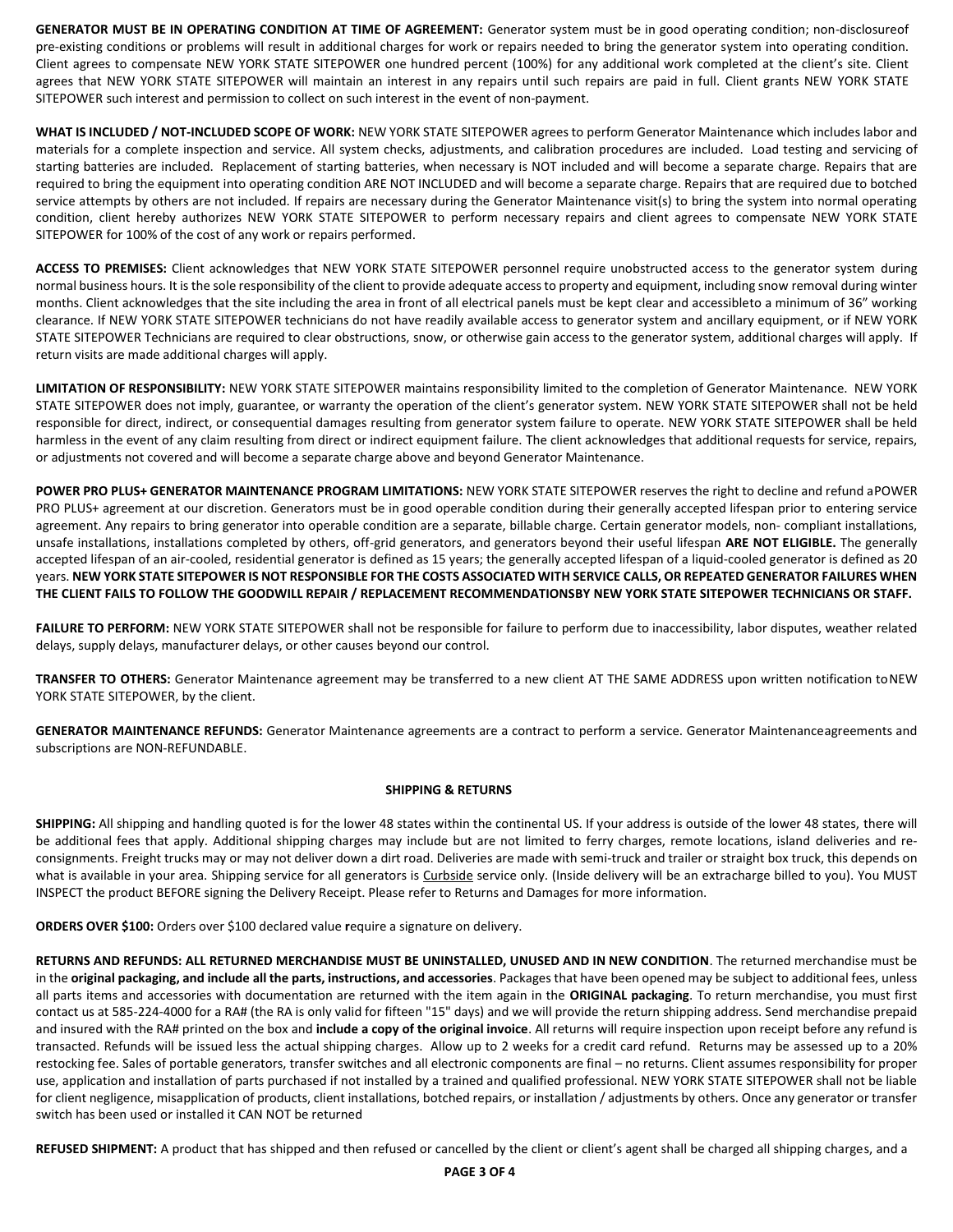**GENERATOR MUST BE IN OPERATING CONDITION AT TIME OF AGREEMENT:** Generator system must be in good operating condition; non-disclosureof pre-existing conditions or problems will result in additional charges for work or repairs needed to bring the generator system into operating condition. Client agrees to compensate NEW YORK STATE SITEPOWER one hundred percent (100%) for any additional work completed at the client's site. Client agrees that NEW YORK STATE SITEPOWER will maintain an interest in any repairs until such repairs are paid in full. Client grants NEW YORK STATE SITEPOWER such interest and permission to collect on such interest in the event of non-payment.

**WHAT IS INCLUDED / NOT-INCLUDED SCOPE OF WORK:** NEW YORK STATE SITEPOWER agrees to perform Generator Maintenance which includes labor and materials for a complete inspection and service. All system checks, adjustments, and calibration procedures are included. Load testing and servicing of starting batteries are included. Replacement of starting batteries, when necessary is NOT included and will become a separate charge. Repairs that are required to bring the equipment into operating condition ARE NOT INCLUDED and will become a separate charge. Repairs that are required due to botched service attempts by others are not included. If repairs are necessary during the Generator Maintenance visit(s) to bring the system into normal operating condition, client hereby authorizes NEW YORK STATE SITEPOWER to perform necessary repairs and client agrees to compensate NEW YORK STATE SITEPOWER for 100% of the cost of any work or repairs performed.

**ACCESS TO PREMISES:** Client acknowledges that NEW YORK STATE SITEPOWER personnel require unobstructed access to the generator system during normal business hours. It is the sole responsibility of the client to provide adequate access to property and equipment, including snow removal during winter months. Client acknowledges that the site including the area in front of all electrical panels must be kept clear and accessibleto a minimum of 36" working clearance. If NEW YORK STATE SITEPOWER technicians do not have readily available access to generator system and ancillary equipment, or if NEW YORK STATE SITEPOWER Technicians are required to clear obstructions, snow, or otherwise gain access to the generator system, additional charges will apply. If return visits are made additional charges will apply.

**LIMITATION OF RESPONSIBILITY:** NEW YORK STATE SITEPOWER maintains responsibility limited to the completion of Generator Maintenance. NEW YORK STATE SITEPOWER does not imply, guarantee, or warranty the operation of the client's generator system. NEW YORK STATE SITEPOWER shall not be held responsible for direct, indirect, or consequential damages resulting from generator system failure to operate. NEW YORK STATE SITEPOWER shall be held harmless in the event of any claim resulting from direct or indirect equipment failure. The client acknowledges that additional requests for service, repairs, or adjustments not covered and will become a separate charge above and beyond Generator Maintenance.

**POWER PRO PLUS+ GENERATOR MAINTENANCE PROGRAM LIMITATIONS:** NEW YORK STATE SITEPOWER reserves the right to decline and refund aPOWER PRO PLUS+ agreement at our discretion. Generators must be in good operable condition during their generally accepted lifespan prior to entering service agreement. Any repairs to bring generator into operable condition are a separate, billable charge. Certain generator models, non- compliant installations, unsafe installations, installations completed by others, off-grid generators, and generators beyond their useful lifespan **ARE NOT ELIGIBLE.** The generally accepted lifespan of an air-cooled, residential generator is defined as 15 years; the generally accepted lifespan of a liquid-cooled generator is defined as 20 years. **NEW YORK STATE SITEPOWER IS NOT RESPONSIBLE FOR THE COSTS ASSOCIATED WITH SERVICE CALLS, OR REPEATED GENERATOR FAILURES WHEN THE CLIENT FAILS TO FOLLOW THE GOODWILL REPAIR / REPLACEMENT RECOMMENDATIONSBY NEW YORK STATE SITEPOWER TECHNICIANS OR STAFF.**

**FAILURE TO PERFORM:** NEW YORK STATE SITEPOWER shall not be responsible for failure to perform due to inaccessibility, labor disputes, weather related delays, supply delays, manufacturer delays, or other causes beyond our control.

**TRANSFER TO OTHERS:** Generator Maintenance agreement may be transferred to a new client AT THE SAME ADDRESS upon written notification toNEW YORK STATE SITEPOWER, by the client.

**GENERATOR MAINTENANCE REFUNDS:** Generator Maintenance agreements are a contract to perform a service. Generator Maintenanceagreements and subscriptions are NON-REFUNDABLE.

## SHIPPING & RETURNS

**SHIPPING:** All shipping and handling quoted is for the lower 48 states within the continental US. If your address is outside of the lower 48 states, there will be additional fees that apply. Additional shipping charges may include but are not limited to ferry charges, remote locations, island deliveries and re-consignments. Freight trucks may or may not deliver down a dirt road. Deliveries are made with semi-truck and trailer or straight box truck, this depends on what is available in your area. Shipping service for all generators is Curbside service only. (Inside delivery will be an extracharge billed to you). You MUST INSPECT the product BEFORE signing the Delivery Receipt. Please refer to Returns and Damages for more information.

**ORDERS OVER $100:** Orders over $100 declared value require a signature on delivery.

**RETURNS AND REFUNDS: ALL RETURNED MERCHANDISE MUST BE UNINSTALLED, UNUSED AND IN NEW CONDITION**. The returned merchandise must be in the **original packaging, and include all the parts, instructions, and accessories**. Packages that have been opened may be subject to additional fees, unless all parts items and accessories with documentation are returned with the item again in the **ORIGINAL packaging**. To return merchandise, you must first contact us at 585-224-4000 for a RA# (the RA is only valid for fifteen "15" days) and we will provide the return shipping address. Send merchandise prepaid and insured with the RA# printed on the box and **include a copy of the original invoice**. All returns will require inspection upon receipt before any refund is transacted. Refunds will be issued less the actual shipping charges. Allow up to 2 weeks for a credit card refund. Returns may be assessed up to a 20% restocking fee. Sales of portable generators, transfer switches and all electronic components are final – no returns. Client assumes responsibility for proper use, application and installation of parts purchased if not installed by a trained and qualified professional. NEW YORK STATE SITEPOWER shall not be liable for client negligence, misapplication of products, client installations, botched repairs, or installation / adjustments by others. Once any generator or transfer switch has been used or installed it CAN NOT be returned

**REFUSED SHIPMENT:** A product that has shipped and then refused or cancelled by the client or client's agent shall be charged all shipping charges, and a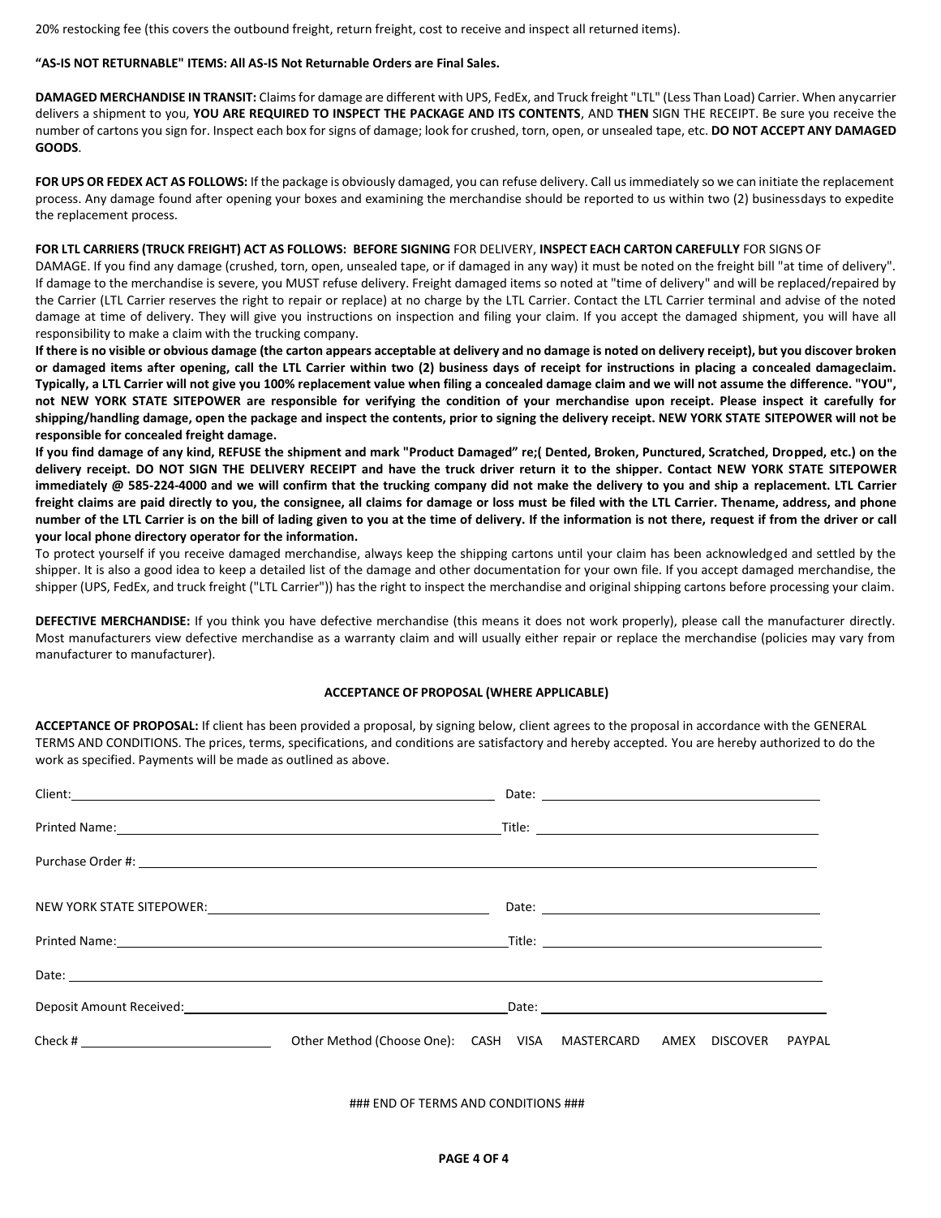20% restocking fee (this covers the outbound freight, return freight, cost to receive and inspect all returned items).

**"AS-IS NOT RETURNABLE" ITEMS: All AS-IS Not Returnable Orders are Final Sales.**

**DAMAGED MERCHANDISE IN TRANSIT:** Claims for damage are different with UPS, FedEx, and Truck freight "LTL" (Less Than Load) Carrier. When anycarrier delivers a shipment to you, **YOU ARE REQUIRED TO INSPECT THE PACKAGE AND ITS CONTENTS**, AND **THEN** SIGN THE RECEIPT. Be sure you receive the number of cartons you sign for. Inspect each box for signs of damage; look for crushed, torn, open, or unsealed tape, etc. **DO NOT ACCEPT ANY DAMAGED GOODS**.

**FOR UPS OR FEDEX ACT AS FOLLOWS:** If the package is obviously damaged, you can refuse delivery. Call us immediately so we can initiate the replacement process. Any damage found after opening your boxes and examining the merchandise should be reported to us within two (2) businessdays to expedite the replacement process.

**FOR LTL CARRIERS (TRUCK FREIGHT) ACT AS FOLLOWS: BEFORE SIGNING** FOR DELIVERY, **INSPECT EACH CARTON CAREFULLY** FOR SIGNS OF DAMAGE. If you find any damage (crushed, torn, open, unsealed tape, or if damaged in any way) it must be noted on the freight bill "at time of delivery". If damage to the merchandise is severe, you MUST refuse delivery. Freight damaged items so noted at "time of delivery" and will be replaced/repaired by the Carrier (LTL Carrier reserves the right to repair or replace) at no charge by the LTL Carrier. Contact the LTL Carrier terminal and advise of the noted damage at time of delivery. They will give you instructions on inspection and filing your claim. If you accept the damaged shipment, you will have all responsibility to make a claim with the trucking company.

**If there is no visible or obvious damage (the carton appears acceptable at delivery and no damage is noted on delivery receipt), but you discover broken or damaged items after opening, call the LTL Carrier within two (2) business days of receipt for instructions in placing a concealed damageclaim. Typically, a LTL Carrier will not give you 100% replacement value when filing a concealed damage claim and we will not assume the difference. "YOU", not NEW YORK STATE SITEPOWER are responsible for verifying the condition of your merchandise upon receipt. Please inspect it carefully for shipping/handling damage, open the package and inspect the contents, prior to signing the delivery receipt. NEW YORK STATE SITEPOWER will not be responsible for concealed freight damage.**

**If you find damage of any kind, REFUSE the shipment and mark "Product Damaged" re;( Dented, Broken, Punctured, Scratched, Dropped, etc.) on the delivery receipt. DO NOT SIGN THE DELIVERY RECEIPT and have the truck driver return it to the shipper. Contact NEW YORK STATE SITEPOWER immediately @ 585-224-4000 and we will confirm that the trucking company did not make the delivery to you and ship a replacement. LTL Carrier freight claims are paid directly to you, the consignee, all claims for damage or loss must be filed with the LTL Carrier. Thename, address, and phone number of the LTL Carrier is on the bill of lading given to you at the time of delivery. If the information is not there, request if from the driver or call your local phone directory operator for the information.**

To protect yourself if you receive damaged merchandise, always keep the shipping cartons until your claim has been acknowledged and settled by the shipper. It is also a good idea to keep a detailed list of the damage and other documentation for your own file. If you accept damaged merchandise, the shipper (UPS, FedEx, and truck freight ("LTL Carrier")) has the right to inspect the merchandise and original shipping cartons before processing your claim.

**DEFECTIVE MERCHANDISE:** If you think you have defective merchandise (this means it does not work properly), please call the manufacturer directly. Most manufacturers view defective merchandise as a warranty claim and will usually either repair or replace the merchandise (policies may vary from manufacturer to manufacturer).

## ACCEPTANCE OF PROPOSAL (WHERE APPLICABLE)

**ACCEPTANCE OF PROPOSAL:** If client has been provided a proposal, by signing below, client agrees to the proposal in accordance with the GENERAL TERMS AND CONDITIONS. The prices, terms, specifications, and conditions are satisfactory and hereby accepted. You are hereby authorized to do the work as specified. Payments will be made as outlined as above.

Client: ____________________ Date: ____________________

Printed Name: ____________________ Title: ____________________

Purchase Order #: ____________________

NEW YORK STATE SITEPOWER: ____________________ Date: ____________________

Printed Name: ____________________ Title: ____________________

Date: ____________________

Deposit Amount Received: ____________________ Date: ____________________

Check # ____________________ Other Method (Choose One): CASH VISA MASTERCARD AMEX DISCOVER PAYPAL

### END OF TERMS AND CONDITIONS ###